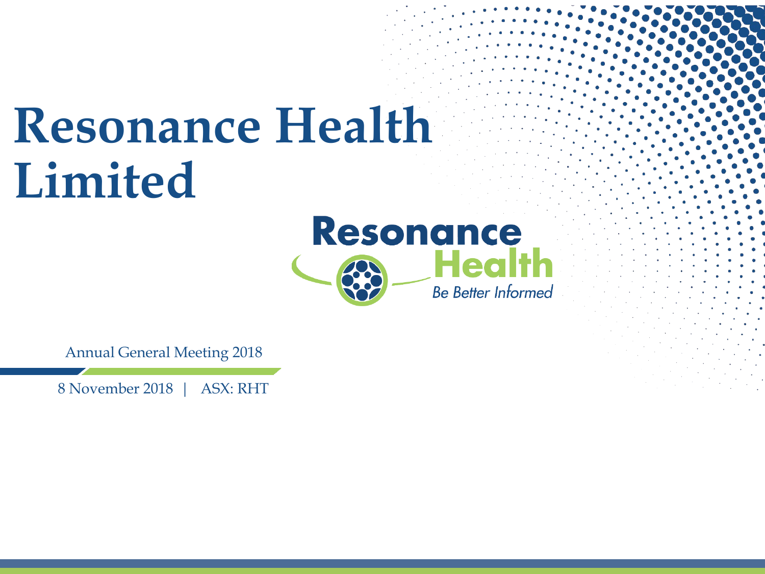# Resonance Health Limited

Resonance
Health
*Be Better Informed*

Annual General Meeting 2018

8 November 2018 | ASX: RHT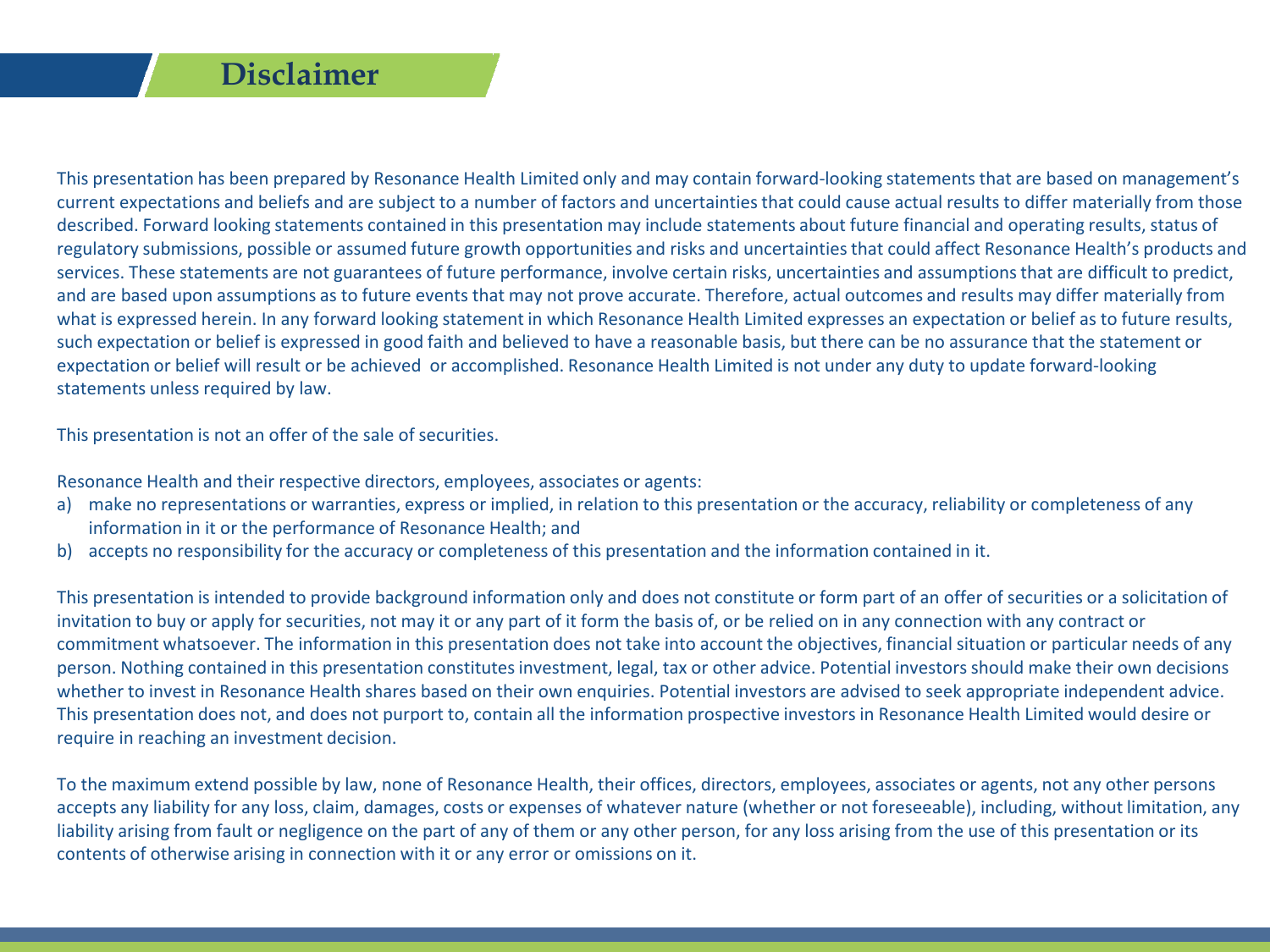# Disclaimer

This presentation has been prepared by Resonance Health Limited only and may contain forward-looking statements that are based on management's current expectations and beliefs and are subject to a number of factors and uncertainties that could cause actual results to differ materially from those described. Forward looking statements contained in this presentation may include statements about future financial and operating results, status of regulatory submissions, possible or assumed future growth opportunities and risks and uncertainties that could affect Resonance Health's products and services. These statements are not guarantees of future performance, involve certain risks, uncertainties and assumptions that are difficult to predict, and are based upon assumptions as to future events that may not prove accurate. Therefore, actual outcomes and results may differ materially from what is expressed herein. In any forward looking statement in which Resonance Health Limited expresses an expectation or belief as to future results, such expectation or belief is expressed in good faith and believed to have a reasonable basis, but there can be no assurance that the statement or expectation or belief will result or be achieved or accomplished. Resonance Health Limited is not under any duty to update forward-looking statements unless required by law.

This presentation is not an offer of the sale of securities.

Resonance Health and their respective directors, employees, associates or agents:

a) make no representations or warranties, express or implied, in relation to this presentation or the accuracy, reliability or completeness of any information in it or the performance of Resonance Health; and
b) accepts no responsibility for the accuracy or completeness of this presentation and the information contained in it.

This presentation is intended to provide background information only and does not constitute or form part of an offer of securities or a solicitation of invitation to buy or apply for securities, not may it or any part of it form the basis of, or be relied on in any connection with any contract or commitment whatsoever. The information in this presentation does not take into account the objectives, financial situation or particular needs of any person. Nothing contained in this presentation constitutes investment, legal, tax or other advice. Potential investors should make their own decisions whether to invest in Resonance Health shares based on their own enquiries. Potential investors are advised to seek appropriate independent advice. This presentation does not, and does not purport to, contain all the information prospective investors in Resonance Health Limited would desire or require in reaching an investment decision.

To the maximum extend possible by law, none of Resonance Health, their offices, directors, employees, associates or agents, not any other persons accepts any liability for any loss, claim, damages, costs or expenses of whatever nature (whether or not foreseeable), including, without limitation, any liability arising from fault or negligence on the part of any of them or any other person, for any loss arising from the use of this presentation or its contents of otherwise arising in connection with it or any error or omissions on it.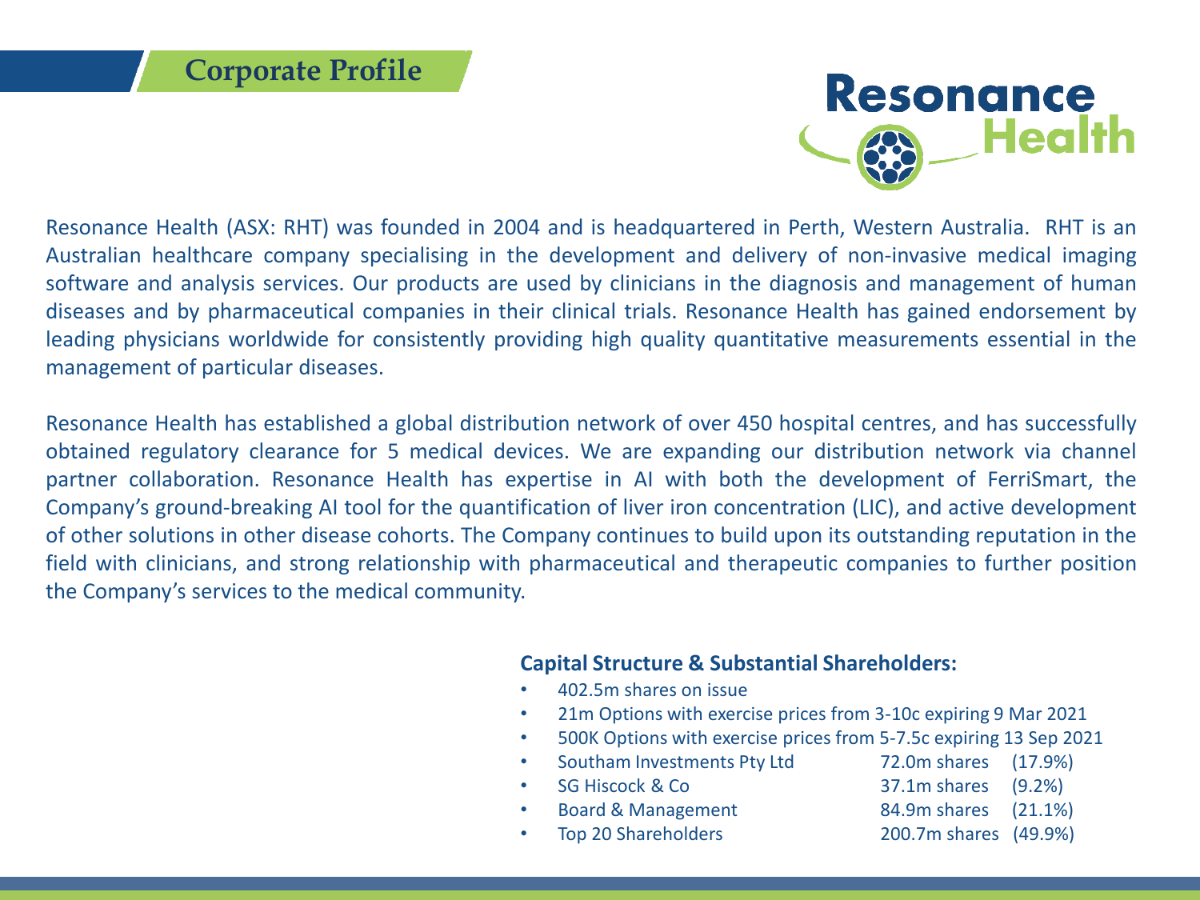# Corporate Profile

Resonance Health (ASX: RHT) was founded in 2004 and is headquartered in Perth, Western Australia. RHT is an Australian healthcare company specialising in the development and delivery of non-invasive medical imaging software and analysis services. Our products are used by clinicians in the diagnosis and management of human diseases and by pharmaceutical companies in their clinical trials. Resonance Health has gained endorsement by leading physicians worldwide for consistently providing high quality quantitative measurements essential in the management of particular diseases.

Resonance Health has established a global distribution network of over 450 hospital centres, and has successfully obtained regulatory clearance for 5 medical devices. We are expanding our distribution network via channel partner collaboration. Resonance Health has expertise in AI with both the development of FerriSmart, the Company's ground-breaking AI tool for the quantification of liver iron concentration (LIC), and active development of other solutions in other disease cohorts. The Company continues to build upon its outstanding reputation in the field with clinicians, and strong relationship with pharmaceutical and therapeutic companies to further position the Company's services to the medical community.

**Capital Structure & Substantial Shareholders:**

- 402.5m shares on issue
- 21m Options with exercise prices from 3-10c expiring 9 Mar 2021
- 500K Options with exercise prices from 5-7.5c expiring 13 Sep 2021
- Southam Investments Pty Ltd 72.0m shares (17.9%)
- SG Hiscock & Co 37.1m shares (9.2%)
- Board & Management 84.9m shares (21.1%)
- Top 20 Shareholders 200.7m shares (49.9%)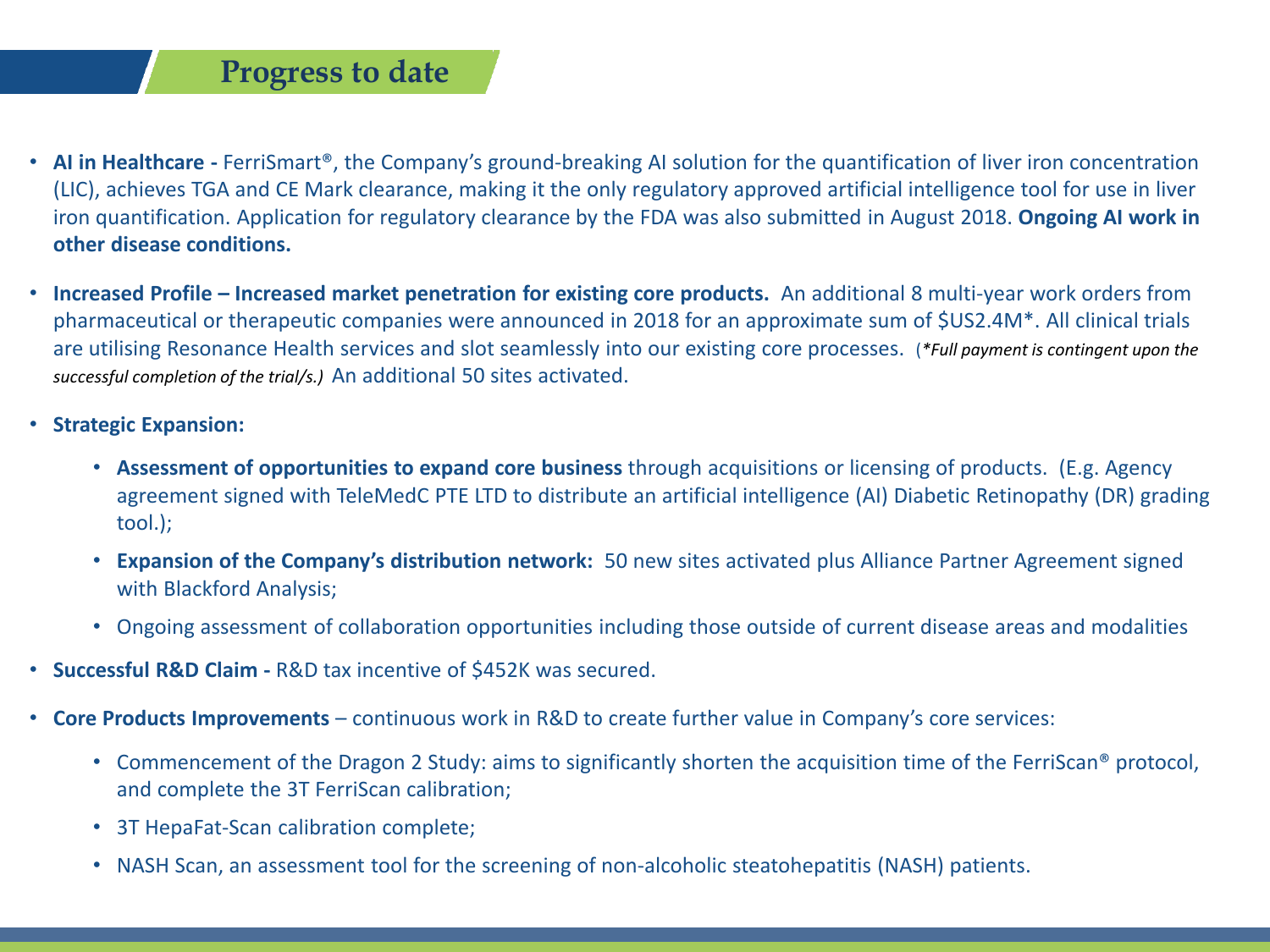# Progress to date

- **AI in Healthcare -** FerriSmart®, the Company's ground-breaking AI solution for the quantification of liver iron concentration (LIC), achieves TGA and CE Mark clearance, making it the only regulatory approved artificial intelligence tool for use in liver iron quantification. Application for regulatory clearance by the FDA was also submitted in August 2018. **Ongoing AI work in other disease conditions.**

- **Increased Profile – Increased market penetration for existing core products.** An additional 8 multi-year work orders from pharmaceutical or therapeutic companies were announced in 2018 for an approximate sum of $US2.4M*. All clinical trials are utilising Resonance Health services and slot seamlessly into our existing core processes. (*\*Full payment is contingent upon the successful completion of the trial/s.)* An additional 50 sites activated.

- **Strategic Expansion:**

  - **Assessment of opportunities to expand core business** through acquisitions or licensing of products. (E.g. Agency agreement signed with TeleMedC PTE LTD to distribute an artificial intelligence (AI) Diabetic Retinopathy (DR) grading tool.);

  - **Expansion of the Company's distribution network:** 50 new sites activated plus Alliance Partner Agreement signed with Blackford Analysis;

  - Ongoing assessment of collaboration opportunities including those outside of current disease areas and modalities

- **Successful R&D Claim -** R&D tax incentive of $452K was secured.

- **Core Products Improvements** – continuous work in R&D to create further value in Company's core services:

  - Commencement of the Dragon 2 Study: aims to significantly shorten the acquisition time of the FerriScan® protocol, and complete the 3T FerriScan calibration;

  - 3T HepaFat-Scan calibration complete;

  - NASH Scan, an assessment tool for the screening of non-alcoholic steatohepatitis (NASH) patients.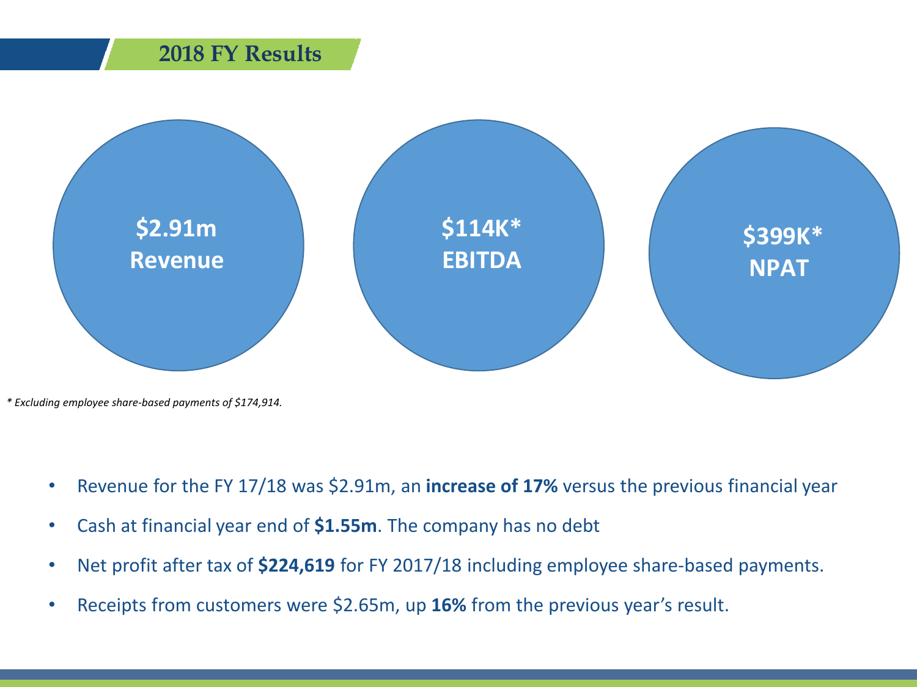## 2018 FY Results

**$2.91m**
**Revenue**

**$114K***
**EBITDA**

**$399K***
**NPAT**

*\* Excluding employee share-based payments of $174,914.*

- Revenue for the FY 17/18 was $2.91m, an **increase of 17%** versus the previous financial year
- Cash at financial year end of **$1.55m**. The company has no debt
- Net profit after tax of **$224,619** for FY 2017/18 including employee share-based payments.
- Receipts from customers were $2.65m, up **16%** from the previous year's result.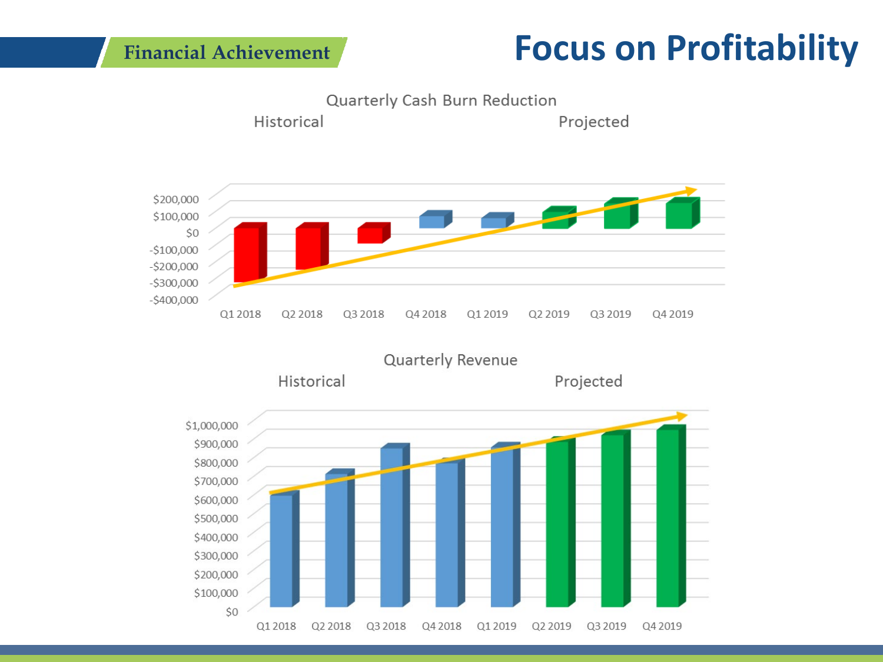Financial Achievement

# Focus on Profitability

Quarterly Cash Burn Reduction

Historical — Projected

$200,000
$100,000
$0
-$100,000
-$200,000
-$300,000
-$400,000

Q1 2018 Q2 2018 Q3 2018 Q4 2018 Q1 2019 Q2 2019 Q3 2019 Q4 2019

Quarterly Revenue

Historical — Projected

$1,000,000
$900,000
$800,000
$700,000
$600,000
$500,000
$400,000
$300,000
$200,000
$100,000
$0

Q1 2018 Q2 2018 Q3 2018 Q4 2018 Q1 2019 Q2 2019 Q3 2019 Q4 2019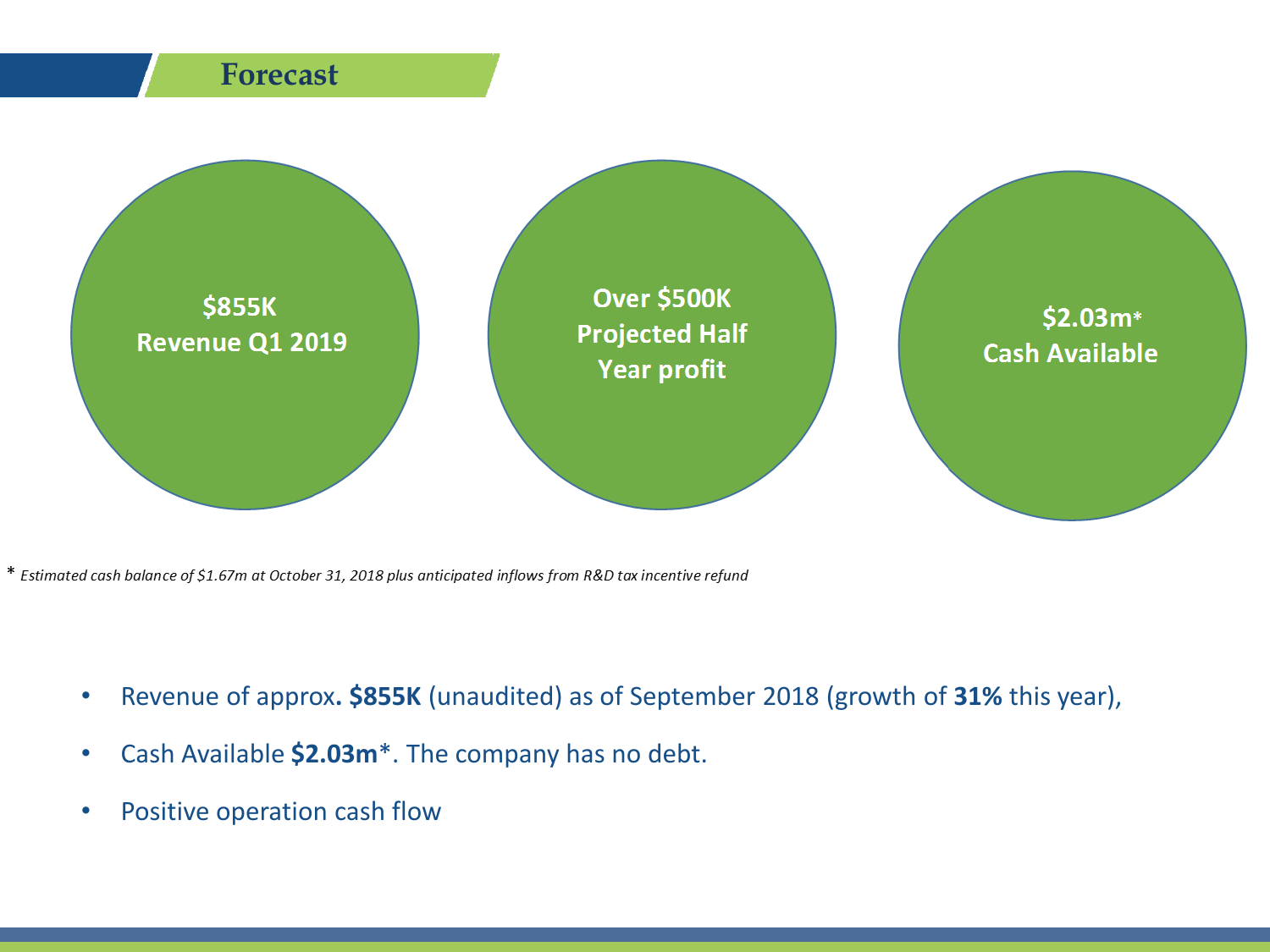# Forecast

**$855K**
**Revenue Q1 2019**

**Over $500K**
**Projected Half Year profit**

**$2.03m***
**Cash Available**

* *Estimated cash balance of $1.67m at October 31, 2018 plus anticipated inflows from R&D tax incentive refund*

- Revenue of approx**. $855K** (unaudited) as of September 2018 (growth of **31%** this year),
- Cash Available **$2.03m***. The company has no debt.
- Positive operation cash flow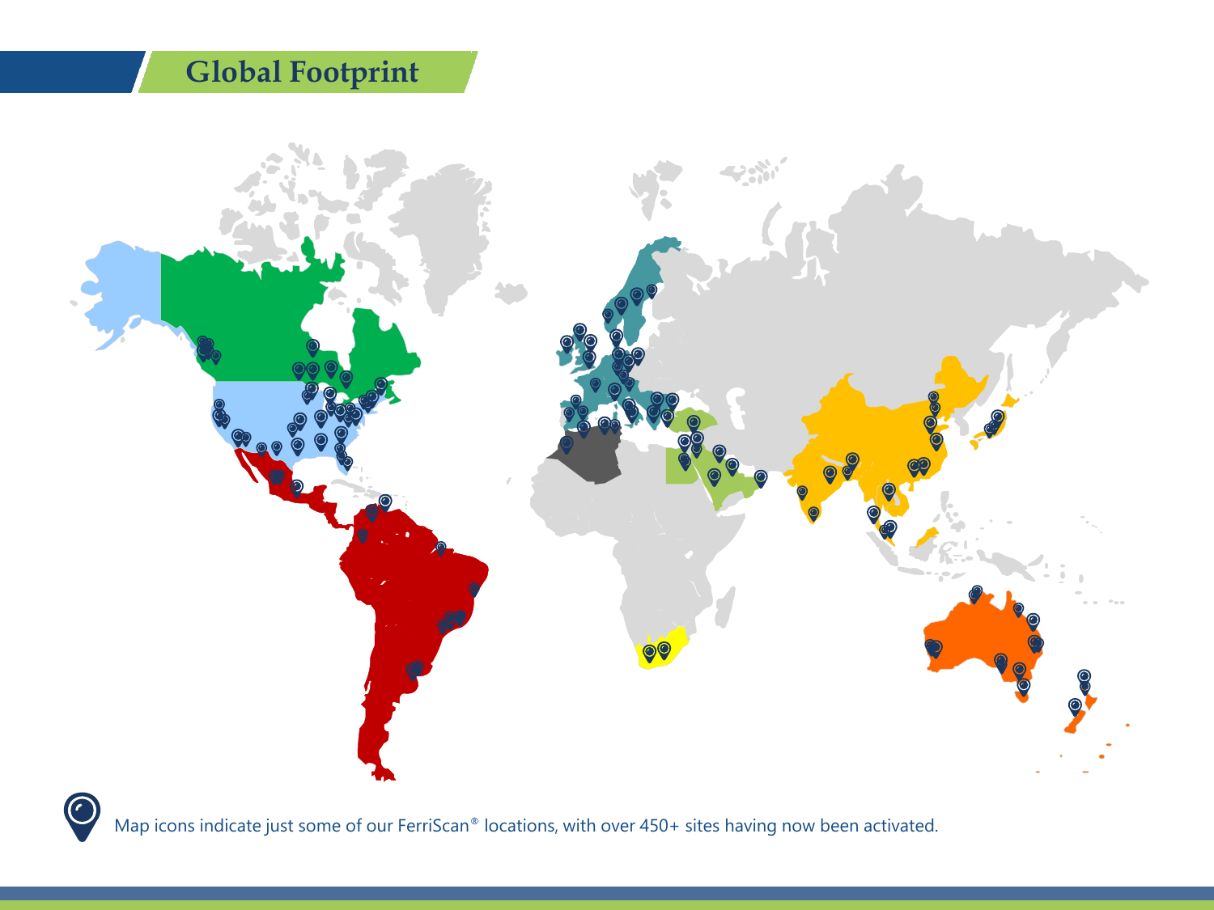# Global Footprint

Map icons indicate just some of our FerriScan® locations, with over 450+ sites having now been activated.